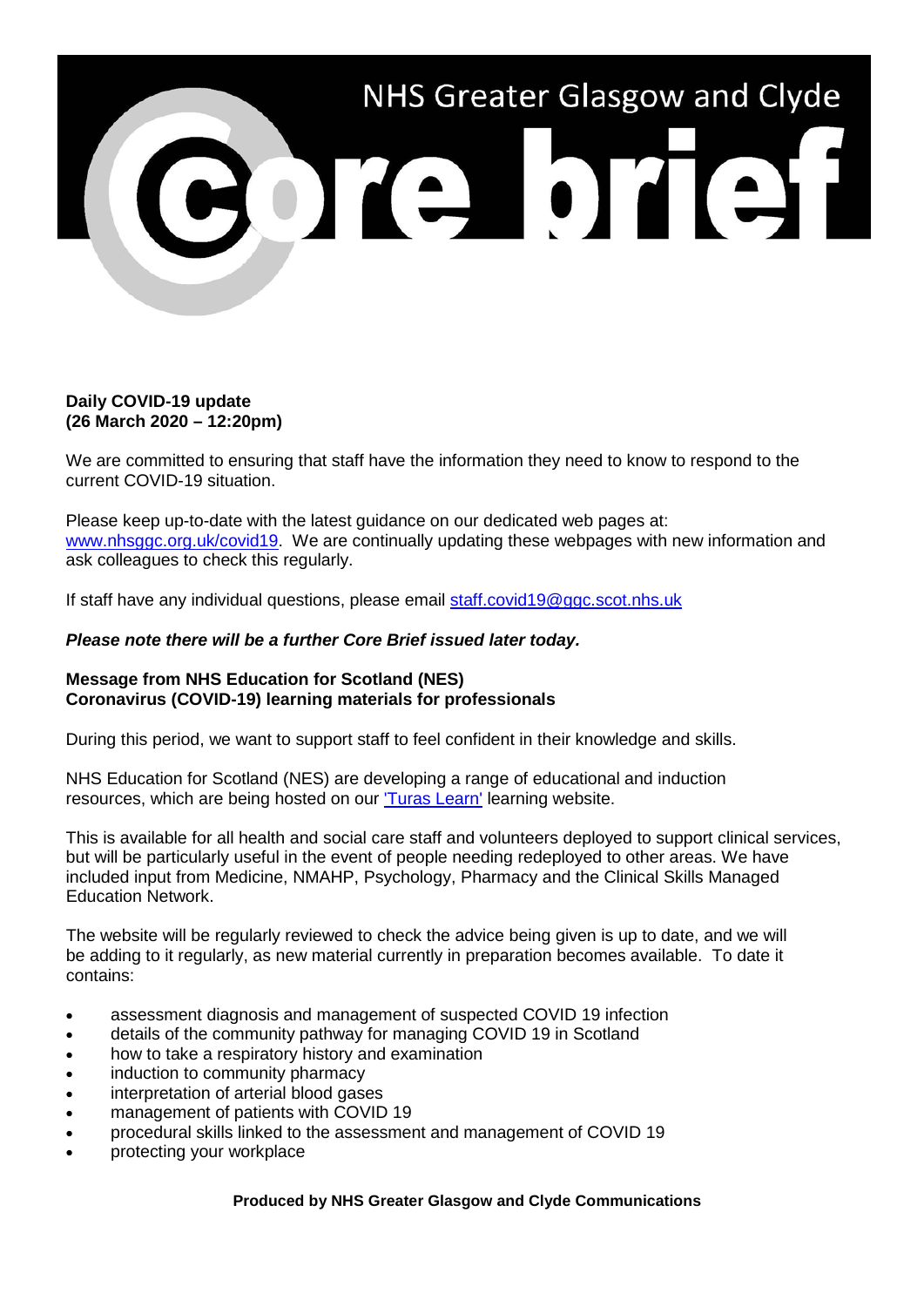# NHS Greater Glasgow and Clyde

# Core brief

**Daily COVID-19 update**
**(26 March 2020 – 12:20pm)**

We are committed to ensuring that staff have the information they need to know to respond to the current COVID-19 situation.

Please keep up-to-date with the latest guidance on our dedicated web pages at: [www.nhsggc.org.uk/covid19](www.nhsggc.org.uk/covid19). We are continually updating these webpages with new information and ask colleagues to check this regularly.

If staff have any individual questions, please email [staff.covid19@ggc.scot.nhs.uk](mailto:staff.covid19@ggc.scot.nhs.uk)

***Please note there will be a further Core Brief issued later today.***

**Message from NHS Education for Scotland (NES)**
**Coronavirus (COVID-19) learning materials for professionals**

During this period, we want to support staff to feel confident in their knowledge and skills.

NHS Education for Scotland (NES) are developing a range of educational and induction resources, which are being hosted on our 'Turas Learn' learning website.

This is available for all health and social care staff and volunteers deployed to support clinical services, but will be particularly useful in the event of people needing redeployed to other areas. We have included input from Medicine, NMAHP, Psychology, Pharmacy and the Clinical Skills Managed Education Network.

The website will be regularly reviewed to check the advice being given is up to date, and we will be adding to it regularly, as new material currently in preparation becomes available. To date it contains:

- assessment diagnosis and management of suspected COVID 19 infection
- details of the community pathway for managing COVID 19 in Scotland
- how to take a respiratory history and examination
- induction to community pharmacy
- interpretation of arterial blood gases
- management of patients with COVID 19
- procedural skills linked to the assessment and management of COVID 19
- protecting your workplace

**Produced by NHS Greater Glasgow and Clyde Communications**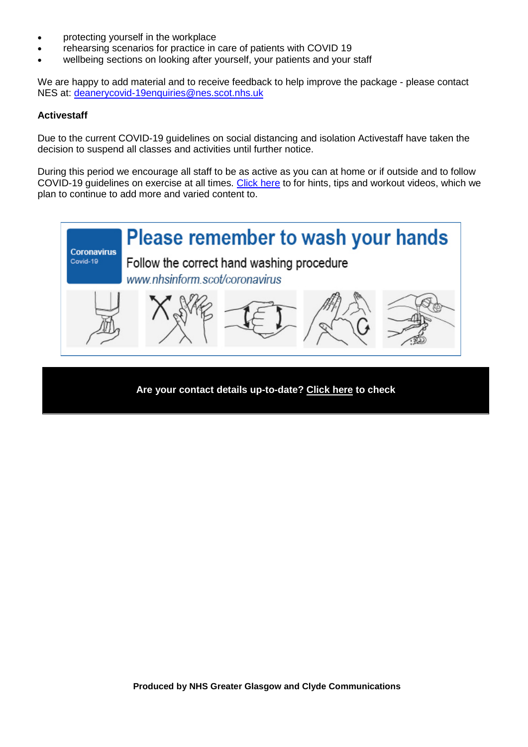- protecting yourself in the workplace
- rehearsing scenarios for practice in care of patients with COVID 19
- wellbeing sections on looking after yourself, your patients and your staff

We are happy to add material and to receive feedback to help improve the package - please contact NES at: deanerycovid-19enquiries@nes.scot.nhs.uk

**Activestaff**

Due to the current COVID-19 guidelines on social distancing and isolation Activestaff have taken the decision to suspend all classes and activities until further notice.

During this period we encourage all staff to be as active as you can at home or if outside and to follow COVID-19 guidelines on exercise at all times. Click here to for hints, tips and workout videos, which we plan to continue to add more and varied content to.

Coronavirus
Covid-19

Please remember to wash your hands

Follow the correct hand washing procedure

*www.nhsinform.scot/coronavirus*

**Are your contact details up-to-date? Click here to check**

**Produced by NHS Greater Glasgow and Clyde Communications**